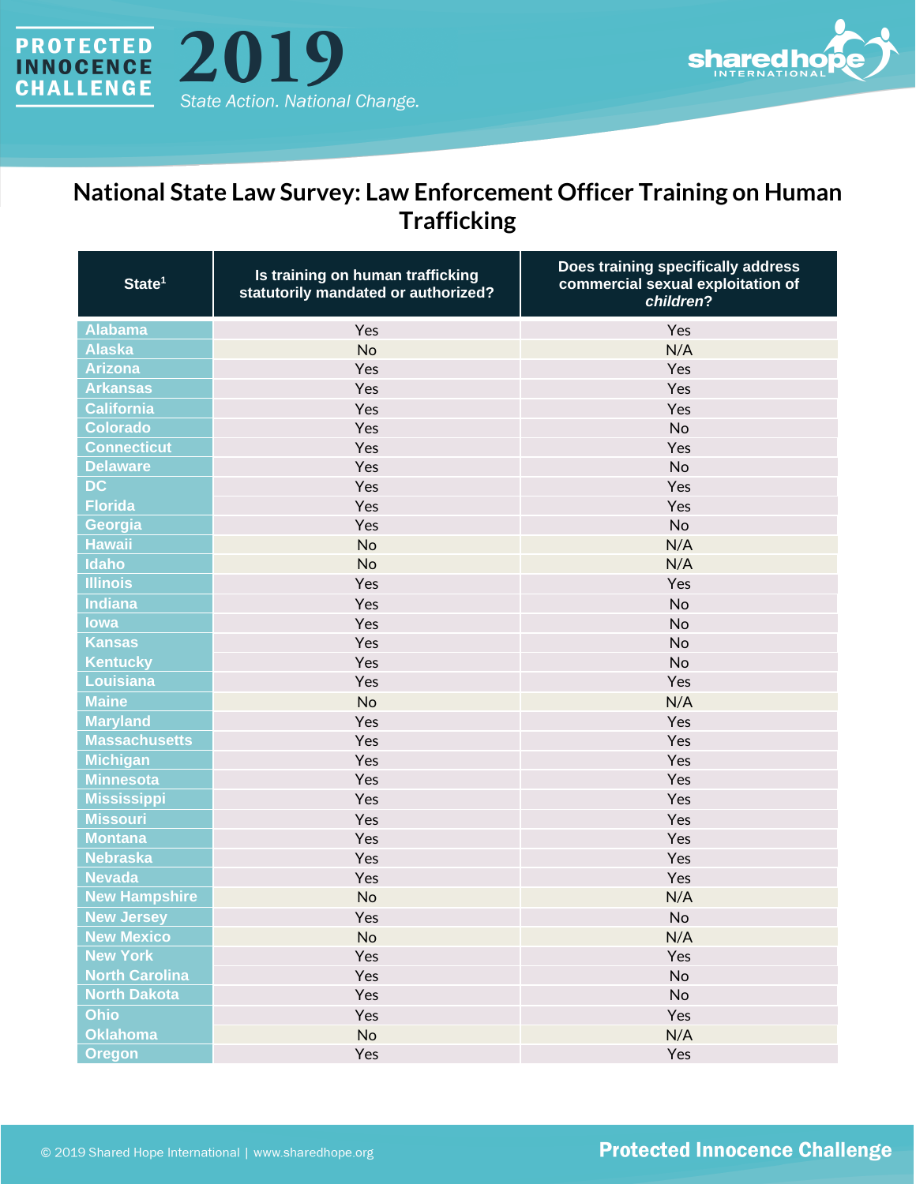# National State Law Survey: Law Enforcement Officer Training on Human Trafficking

| State[1] | Is training on human trafficking statutorily mandated or authorized? | Does training specifically address commercial sexual exploitation of *children*? |
|---|---|---|
| Alabama | Yes | Yes |
| Alaska | No | N/A |
| Arizona | Yes | Yes |
| Arkansas | Yes | Yes |
| California | Yes | Yes |
| Colorado | Yes | No |
| Connecticut | Yes | Yes |
| Delaware | Yes | No |
| DC | Yes | Yes |
| Florida | Yes | Yes |
| Georgia | Yes | No |
| Hawaii | No | N/A |
| Idaho | No | N/A |
| Illinois | Yes | Yes |
| Indiana | Yes | No |
| Iowa | Yes | No |
| Kansas | Yes | No |
| Kentucky | Yes | No |
| Louisiana | Yes | Yes |
| Maine | No | N/A |
| Maryland | Yes | Yes |
| Massachusetts | Yes | Yes |
| Michigan | Yes | Yes |
| Minnesota | Yes | Yes |
| Mississippi | Yes | Yes |
| Missouri | Yes | Yes |
| Montana | Yes | Yes |
| Nebraska | Yes | Yes |
| Nevada | Yes | Yes |
| New Hampshire | No | N/A |
| New Jersey | Yes | No |
| New Mexico | No | N/A |
| New York | Yes | Yes |
| North Carolina | Yes | No |
| North Dakota | Yes | No |
| Ohio | Yes | Yes |
| Oklahoma | No | N/A |
| Oregon | Yes | Yes |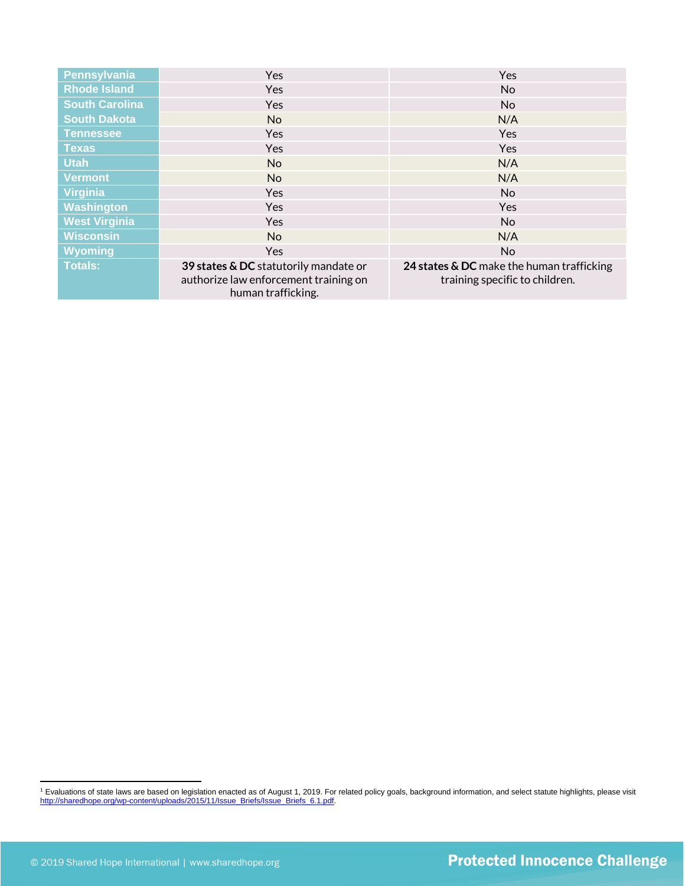| | | |
|---|---|---|
| **Pennsylvania** | Yes | Yes |
| **Rhode Island** | Yes | No |
| **South Carolina** | Yes | No |
| **South Dakota** | No | N/A |
| **Tennessee** | Yes | Yes |
| **Texas** | Yes | Yes |
| **Utah** | No | N/A |
| **Vermont** | No | N/A |
| **Virginia** | Yes | No |
| **Washington** | Yes | Yes |
| **West Virginia** | Yes | No |
| **Wisconsin** | No | N/A |
| **Wyoming** | Yes | No |
| **Totals:** | **39 states & DC** statutorily mandate or authorize law enforcement training on human trafficking. | **24 states & DC** make the human trafficking training specific to children. |

[1] Evaluations of state laws are based on legislation enacted as of August 1, 2019. For related policy goals, background information, and select statute highlights, please visit http://sharedhope.org/wp-content/uploads/2015/11/Issue_Briefs/Issue_Briefs_6.1.pdf.